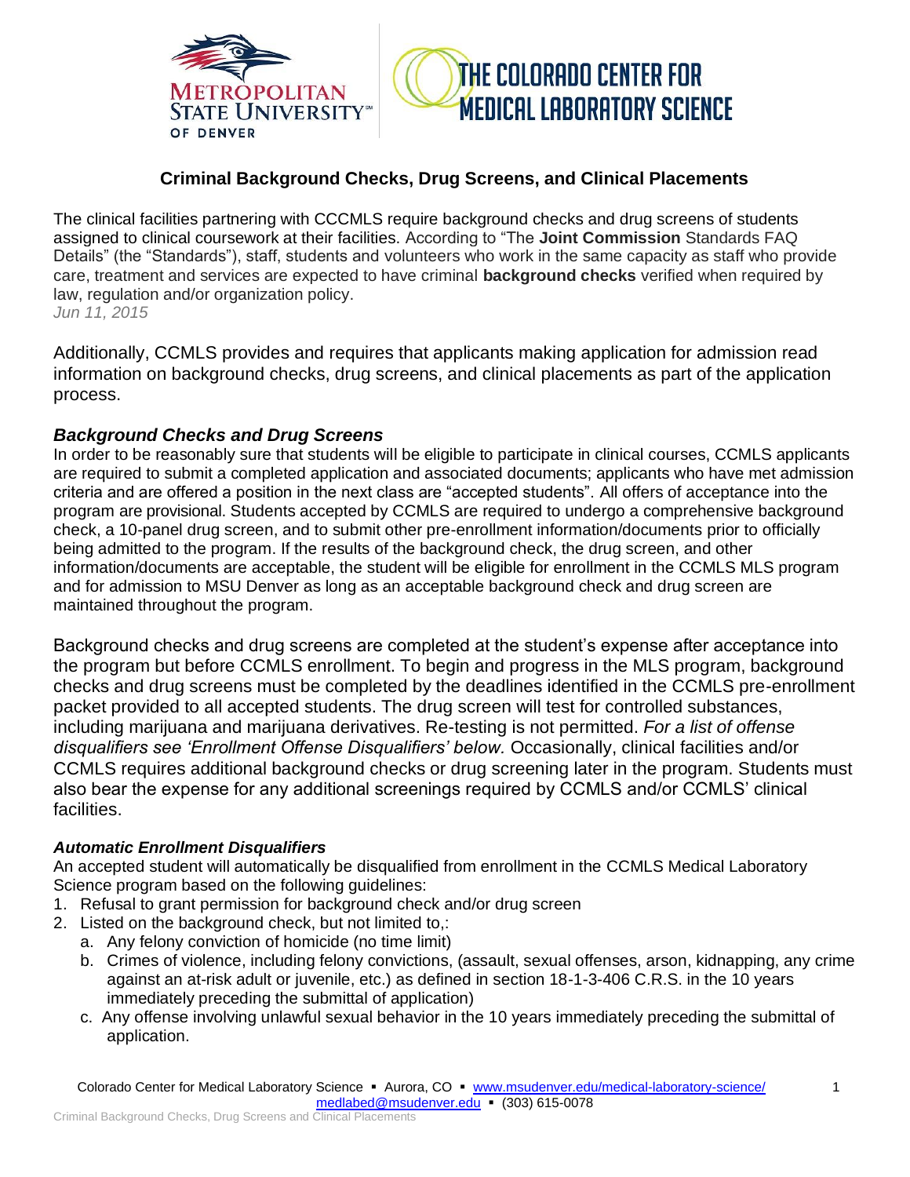## Criminal Background Checks, Drug Screens, and Clinical Placements

The clinical facilities partnering with CCCMLS require background checks and drug screens of students assigned to clinical coursework at their facilities. According to "The **Joint Commission** Standards FAQ Details" (the "Standards"), staff, students and volunteers who work in the same capacity as staff who provide care, treatment and services are expected to have criminal **background checks** verified when required by law, regulation and/or organization policy.
*Jun 11, 2015*

Additionally, CCMLS provides and requires that applicants making application for admission read information on background checks, drug screens, and clinical placements as part of the application process.

### *Background Checks and Drug Screens*

In order to be reasonably sure that students will be eligible to participate in clinical courses, CCMLS applicants are required to submit a completed application and associated documents; applicants who have met admission criteria and are offered a position in the next class are "accepted students". All offers of acceptance into the program are provisional. Students accepted by CCMLS are required to undergo a comprehensive background check, a 10-panel drug screen, and to submit other pre-enrollment information/documents prior to officially being admitted to the program. If the results of the background check, the drug screen, and other information/documents are acceptable, the student will be eligible for enrollment in the CCMLS MLS program and for admission to MSU Denver as long as an acceptable background check and drug screen are maintained throughout the program.

Background checks and drug screens are completed at the student's expense after acceptance into the program but before CCMLS enrollment. To begin and progress in the MLS program, background checks and drug screens must be completed by the deadlines identified in the CCMLS pre-enrollment packet provided to all accepted students. The drug screen will test for controlled substances, including marijuana and marijuana derivatives. Re-testing is not permitted. *For a list of offense disqualifiers see 'Enrollment Offense Disqualifiers' below.* Occasionally, clinical facilities and/or CCMLS requires additional background checks or drug screening later in the program. Students must also bear the expense for any additional screenings required by CCMLS and/or CCMLS' clinical facilities.

#### *Automatic Enrollment Disqualifiers*

An accepted student will automatically be disqualified from enrollment in the CCMLS Medical Laboratory Science program based on the following guidelines:

1. Refusal to grant permission for background check and/or drug screen
2. Listed on the background check, but not limited to,:
   a. Any felony conviction of homicide (no time limit)
   b. Crimes of violence, including felony convictions, (assault, sexual offenses, arson, kidnapping, any crime against an at-risk adult or juvenile, etc.) as defined in section 18-1-3-406 C.R.S. in the 10 years immediately preceding the submittal of application)
   c. Any offense involving unlawful sexual behavior in the 10 years immediately preceding the submittal of application.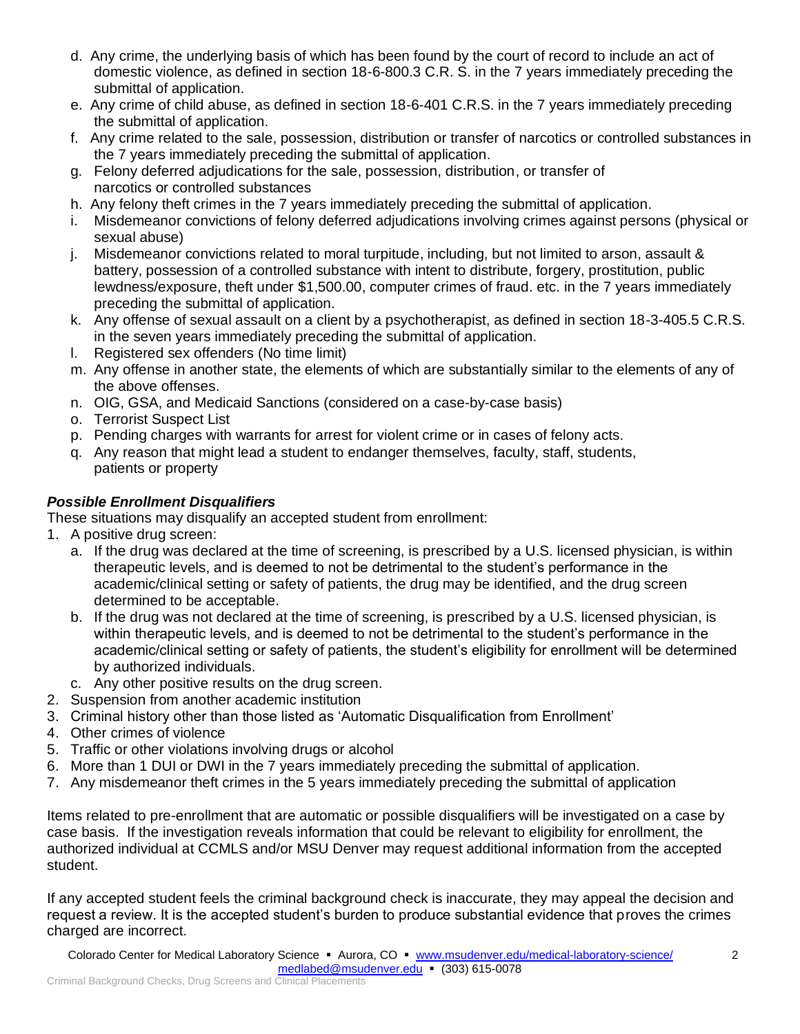d. Any crime, the underlying basis of which has been found by the court of record to include an act of domestic violence, as defined in section 18-6-800.3 C.R. S. in the 7 years immediately preceding the submittal of application.
e. Any crime of child abuse, as defined in section 18-6-401 C.R.S. in the 7 years immediately preceding the submittal of application.
f. Any crime related to the sale, possession, distribution or transfer of narcotics or controlled substances in the 7 years immediately preceding the submittal of application.
g. Felony deferred adjudications for the sale, possession, distribution, or transfer of narcotics or controlled substances
h. Any felony theft crimes in the 7 years immediately preceding the submittal of application.
i. Misdemeanor convictions of felony deferred adjudications involving crimes against persons (physical or sexual abuse)
j. Misdemeanor convictions related to moral turpitude, including, but not limited to arson, assault & battery, possession of a controlled substance with intent to distribute, forgery, prostitution, public lewdness/exposure, theft under $1,500.00, computer crimes of fraud. etc. in the 7 years immediately preceding the submittal of application.
k. Any offense of sexual assault on a client by a psychotherapist, as defined in section 18-3-405.5 C.R.S. in the seven years immediately preceding the submittal of application.
l. Registered sex offenders (No time limit)
m. Any offense in another state, the elements of which are substantially similar to the elements of any of the above offenses.
n. OIG, GSA, and Medicaid Sanctions (considered on a case-by-case basis)
o. Terrorist Suspect List
p. Pending charges with warrants for arrest for violent crime or in cases of felony acts.
q. Any reason that might lead a student to endanger themselves, faculty, staff, students, patients or property

***Possible Enrollment Disqualifiers***

These situations may disqualify an accepted student from enrollment:

1. A positive drug screen:
   a. If the drug was declared at the time of screening, is prescribed by a U.S. licensed physician, is within therapeutic levels, and is deemed to not be detrimental to the student's performance in the academic/clinical setting or safety of patients, the drug may be identified, and the drug screen determined to be acceptable.
   b. If the drug was not declared at the time of screening, is prescribed by a U.S. licensed physician, is within therapeutic levels, and is deemed to not be detrimental to the student's performance in the academic/clinical setting or safety of patients, the student's eligibility for enrollment will be determined by authorized individuals.
   c. Any other positive results on the drug screen.
2. Suspension from another academic institution
3. Criminal history other than those listed as 'Automatic Disqualification from Enrollment'
4. Other crimes of violence
5. Traffic or other violations involving drugs or alcohol
6. More than 1 DUI or DWI in the 7 years immediately preceding the submittal of application.
7. Any misdemeanor theft crimes in the 5 years immediately preceding the submittal of application

Items related to pre-enrollment that are automatic or possible disqualifiers will be investigated on a case by case basis. If the investigation reveals information that could be relevant to eligibility for enrollment, the authorized individual at CCMLS and/or MSU Denver may request additional information from the accepted student.

If any accepted student feels the criminal background check is inaccurate, they may appeal the decision and request a review. It is the accepted student's burden to produce substantial evidence that proves the crimes charged are incorrect.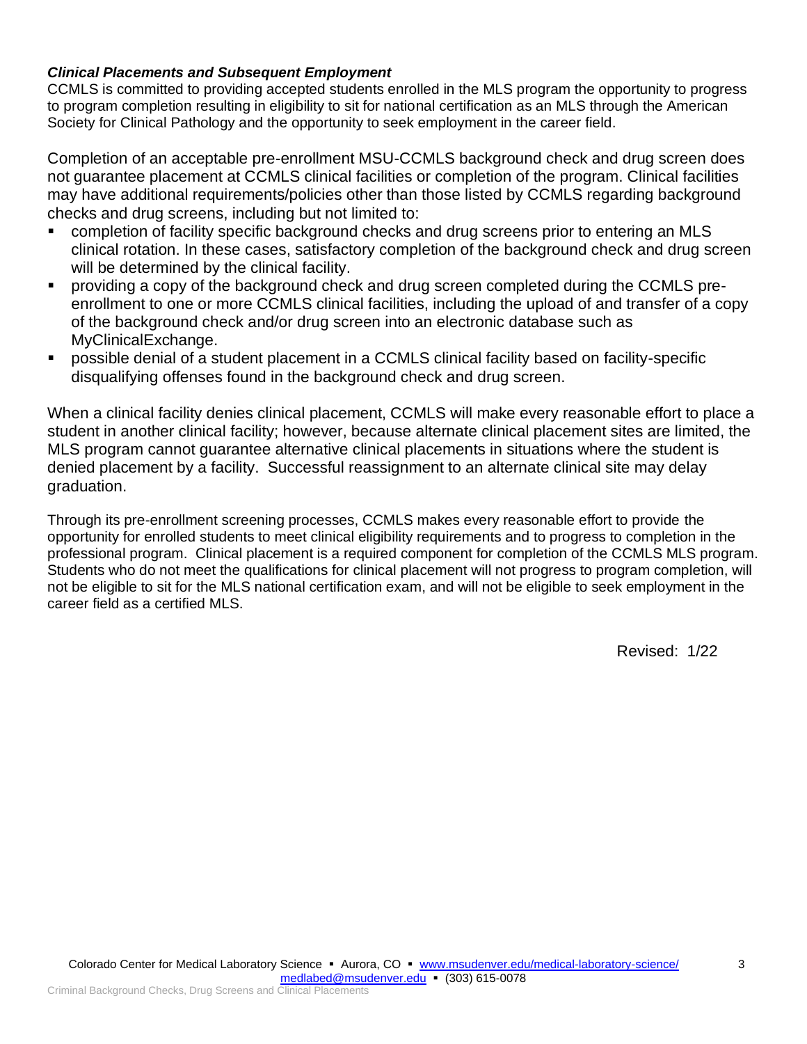***Clinical Placements and Subsequent Employment***

CCMLS is committed to providing accepted students enrolled in the MLS program the opportunity to progress to program completion resulting in eligibility to sit for national certification as an MLS through the American Society for Clinical Pathology and the opportunity to seek employment in the career field.

Completion of an acceptable pre-enrollment MSU-CCMLS background check and drug screen does not guarantee placement at CCMLS clinical facilities or completion of the program. Clinical facilities may have additional requirements/policies other than those listed by CCMLS regarding background checks and drug screens, including but not limited to:

- completion of facility specific background checks and drug screens prior to entering an MLS clinical rotation. In these cases, satisfactory completion of the background check and drug screen will be determined by the clinical facility.
- providing a copy of the background check and drug screen completed during the CCMLS pre-enrollment to one or more CCMLS clinical facilities, including the upload of and transfer of a copy of the background check and/or drug screen into an electronic database such as MyClinicalExchange.
- possible denial of a student placement in a CCMLS clinical facility based on facility-specific disqualifying offenses found in the background check and drug screen.

When a clinical facility denies clinical placement, CCMLS will make every reasonable effort to place a student in another clinical facility; however, because alternate clinical placement sites are limited, the MLS program cannot guarantee alternative clinical placements in situations where the student is denied placement by a facility. Successful reassignment to an alternate clinical site may delay graduation.

Through its pre-enrollment screening processes, CCMLS makes every reasonable effort to provide the opportunity for enrolled students to meet clinical eligibility requirements and to progress to completion in the professional program. Clinical placement is a required component for completion of the CCMLS MLS program. Students who do not meet the qualifications for clinical placement will not progress to program completion, will not be eligible to sit for the MLS national certification exam, and will not be eligible to seek employment in the career field as a certified MLS.

Revised: 1/22